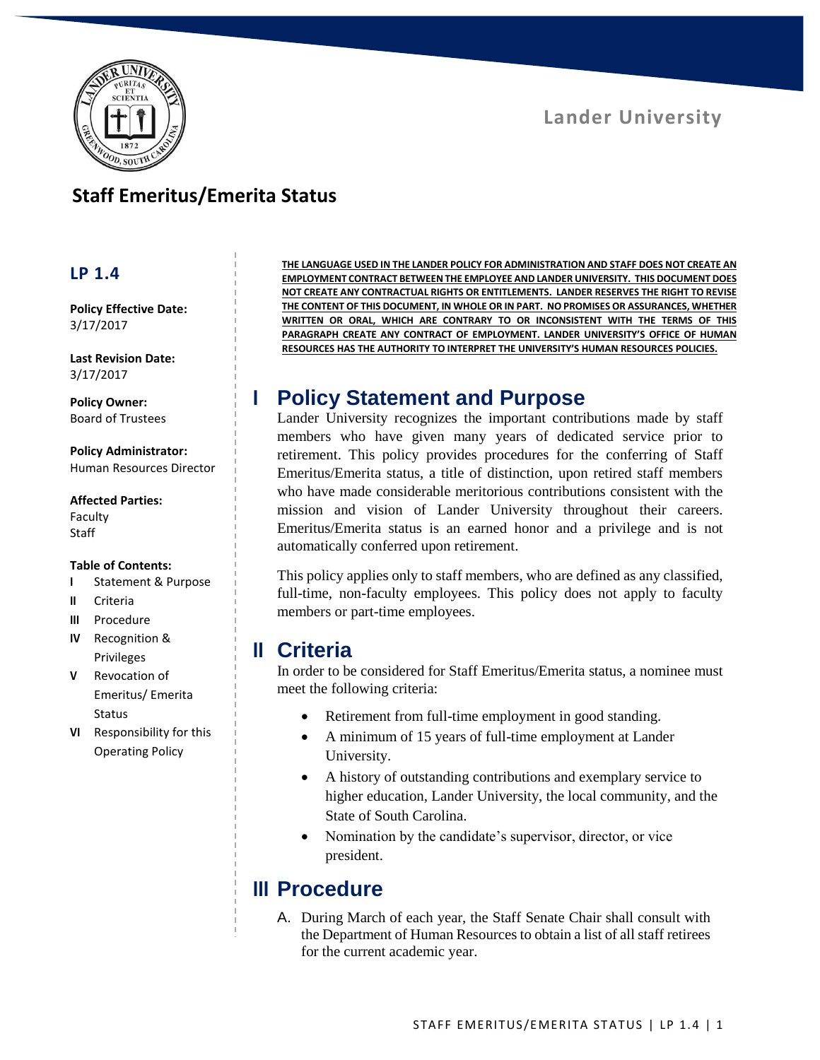Lander University

# Staff Emeritus/Emerita Status

## LP 1.4

**Policy Effective Date:**
3/17/2017

**Last Revision Date:**
3/17/2017

**Policy Owner:**
Board of Trustees

**Policy Administrator:**
Human Resources Director

**Affected Parties:**
Faculty
Staff

**Table of Contents:**

- **I** Statement & Purpose
- **II** Criteria
- **III** Procedure
- **IV** Recognition & Privileges
- **V** Revocation of Emeritus/ Emerita Status
- **VI** Responsibility for this Operating Policy

**THE LANGUAGE USED IN THE LANDER POLICY FOR ADMINISTRATION AND STAFF DOES NOT CREATE AN EMPLOYMENT CONTRACT BETWEEN THE EMPLOYEE AND LANDER UNIVERSITY. THIS DOCUMENT DOES NOT CREATE ANY CONTRACTUAL RIGHTS OR ENTITLEMENTS. LANDER RESERVES THE RIGHT TO REVISE THE CONTENT OF THIS DOCUMENT, IN WHOLE OR IN PART. NO PROMISES OR ASSURANCES, WHETHER WRITTEN OR ORAL, WHICH ARE CONTRARY TO OR INCONSISTENT WITH THE TERMS OF THIS PARAGRAPH CREATE ANY CONTRACT OF EMPLOYMENT. LANDER UNIVERSITY'S OFFICE OF HUMAN RESOURCES HAS THE AUTHORITY TO INTERPRET THE UNIVERSITY'S HUMAN RESOURCES POLICIES.**

## I Policy Statement and Purpose

Lander University recognizes the important contributions made by staff members who have given many years of dedicated service prior to retirement. This policy provides procedures for the conferring of Staff Emeritus/Emerita status, a title of distinction, upon retired staff members who have made considerable meritorious contributions consistent with the mission and vision of Lander University throughout their careers. Emeritus/Emerita status is an earned honor and a privilege and is not automatically conferred upon retirement.

This policy applies only to staff members, who are defined as any classified, full-time, non-faculty employees. This policy does not apply to faculty members or part-time employees.

## II Criteria

In order to be considered for Staff Emeritus/Emerita status, a nominee must meet the following criteria:

- Retirement from full-time employment in good standing.
- A minimum of 15 years of full-time employment at Lander University.
- A history of outstanding contributions and exemplary service to higher education, Lander University, the local community, and the State of South Carolina.
- Nomination by the candidate's supervisor, director, or vice president.

## III Procedure

A. During March of each year, the Staff Senate Chair shall consult with the Department of Human Resources to obtain a list of all staff retirees for the current academic year.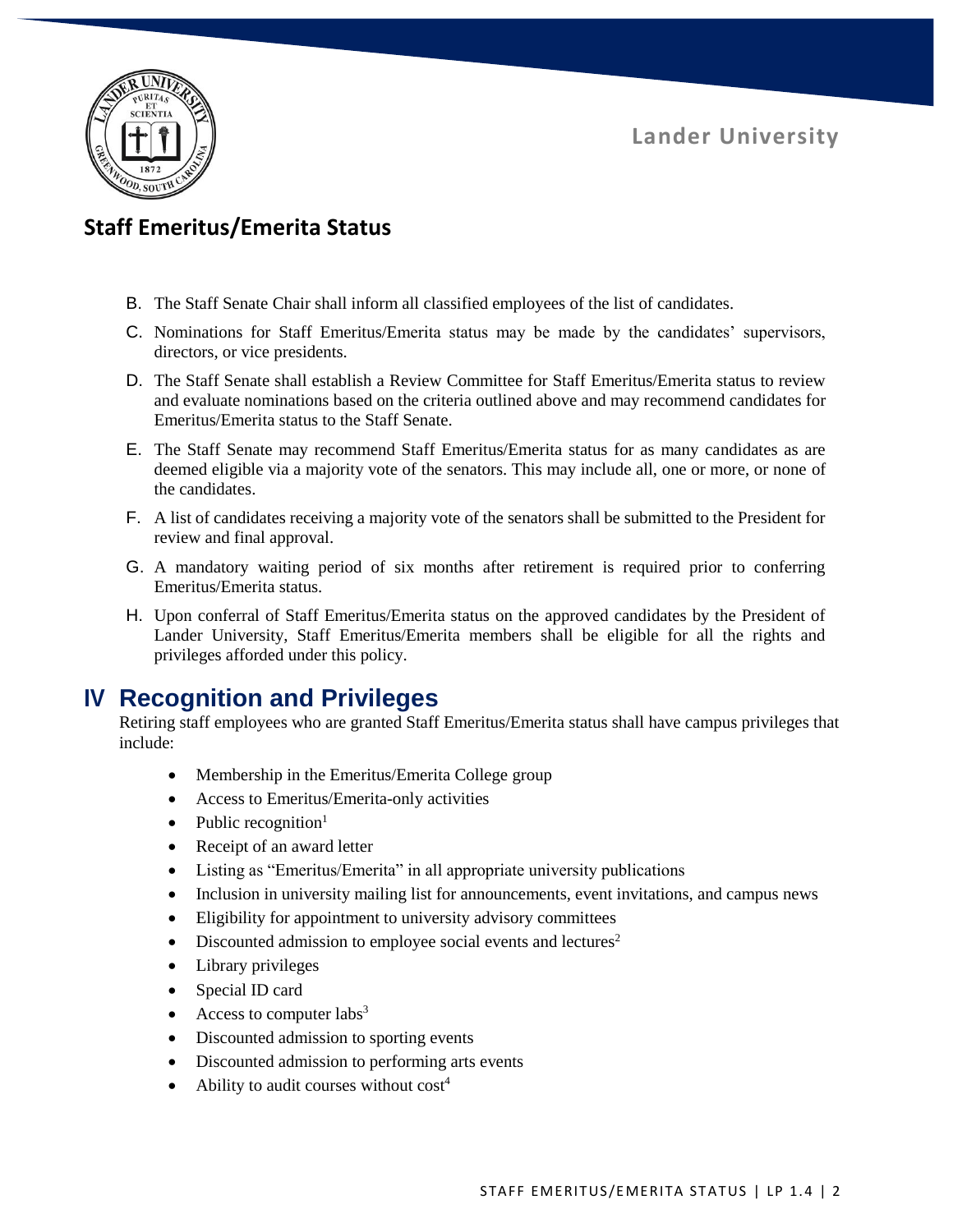## Staff Emeritus/Emerita Status

B. The Staff Senate Chair shall inform all classified employees of the list of candidates.

C. Nominations for Staff Emeritus/Emerita status may be made by the candidates' supervisors, directors, or vice presidents.

D. The Staff Senate shall establish a Review Committee for Staff Emeritus/Emerita status to review and evaluate nominations based on the criteria outlined above and may recommend candidates for Emeritus/Emerita status to the Staff Senate.

E. The Staff Senate may recommend Staff Emeritus/Emerita status for as many candidates as are deemed eligible via a majority vote of the senators. This may include all, one or more, or none of the candidates.

F. A list of candidates receiving a majority vote of the senators shall be submitted to the President for review and final approval.

G. A mandatory waiting period of six months after retirement is required prior to conferring Emeritus/Emerita status.

H. Upon conferral of Staff Emeritus/Emerita status on the approved candidates by the President of Lander University, Staff Emeritus/Emerita members shall be eligible for all the rights and privileges afforded under this policy.

# IV Recognition and Privileges

Retiring staff employees who are granted Staff Emeritus/Emerita status shall have campus privileges that include:

- Membership in the Emeritus/Emerita College group
- Access to Emeritus/Emerita-only activities
- Public recognition[1]
- Receipt of an award letter
- Listing as "Emeritus/Emerita" in all appropriate university publications
- Inclusion in university mailing list for announcements, event invitations, and campus news
- Eligibility for appointment to university advisory committees
- Discounted admission to employee social events and lectures[2]
- Library privileges
- Special ID card
- Access to computer labs[3]
- Discounted admission to sporting events
- Discounted admission to performing arts events
- Ability to audit courses without cost[4]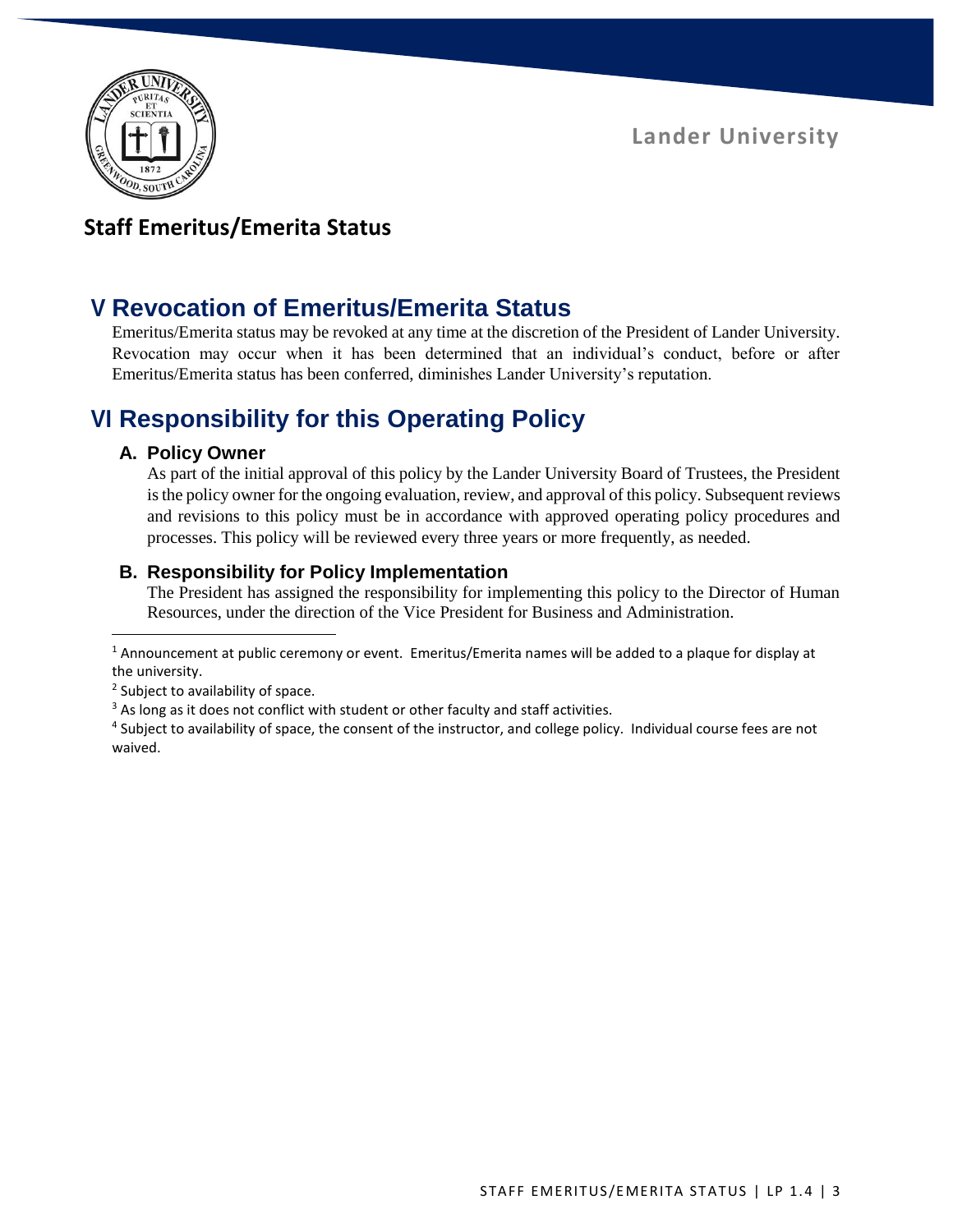## Staff Emeritus/Emerita Status

# V Revocation of Emeritus/Emerita Status

Emeritus/Emerita status may be revoked at any time at the discretion of the President of Lander University. Revocation may occur when it has been determined that an individual's conduct, before or after Emeritus/Emerita status has been conferred, diminishes Lander University's reputation.

# VI Responsibility for this Operating Policy

### A. Policy Owner

As part of the initial approval of this policy by the Lander University Board of Trustees, the President is the policy owner for the ongoing evaluation, review, and approval of this policy. Subsequent reviews and revisions to this policy must be in accordance with approved operating policy procedures and processes. This policy will be reviewed every three years or more frequently, as needed.

### B. Responsibility for Policy Implementation

The President has assigned the responsibility for implementing this policy to the Director of Human Resources, under the direction of the Vice President for Business and Administration.

---

[1] Announcement at public ceremony or event. Emeritus/Emerita names will be added to a plaque for display at the university.

[2] Subject to availability of space.

[3] As long as it does not conflict with student or other faculty and staff activities.

[4] Subject to availability of space, the consent of the instructor, and college policy. Individual course fees are not waived.